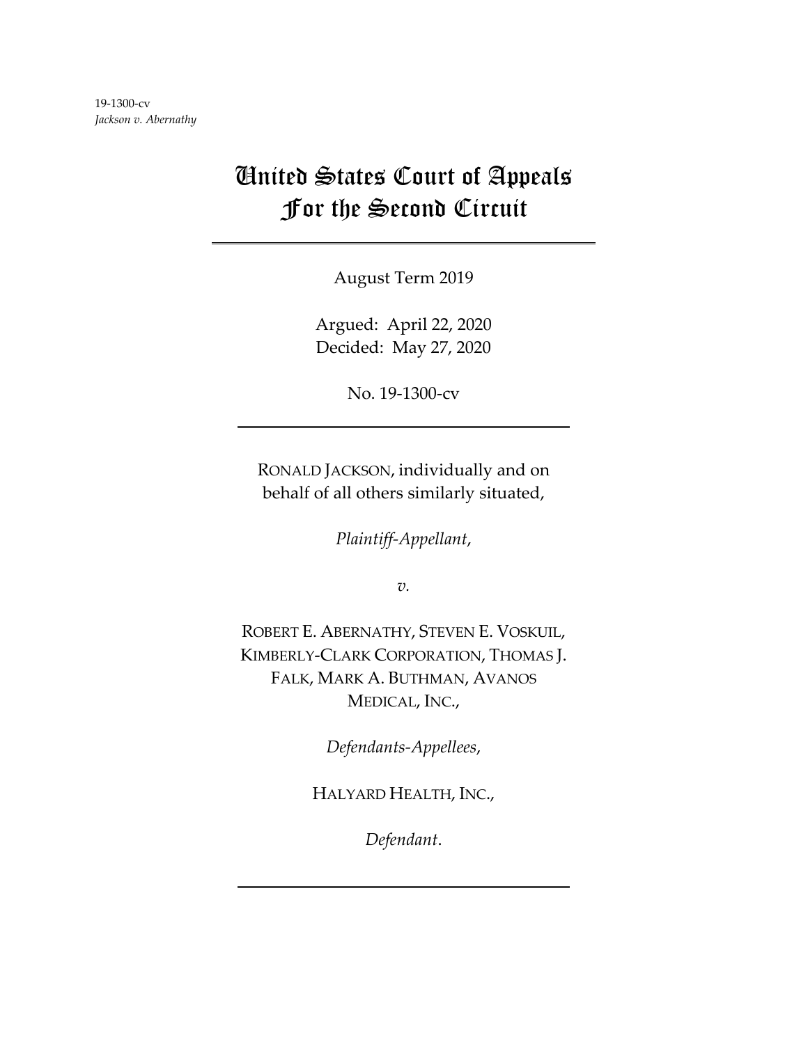19-1300-cv
*Jackson v. Abernathy*

# United States Court of Appeals For the Second Circuit

August Term 2019

Argued: April 22, 2020
Decided: May 27, 2020

No. 19-1300-cv

---

RONALD JACKSON, individually and on behalf of all others similarly situated,

*Plaintiff-Appellant*,

*v.*

ROBERT E. ABERNATHY, STEVEN E. VOSKUIL, KIMBERLY-CLARK CORPORATION, THOMAS J. FALK, MARK A. BUTHMAN, AVANOS MEDICAL, INC.,

*Defendants-Appellees*,

HALYARD HEALTH, INC.,

*Defendant*.

---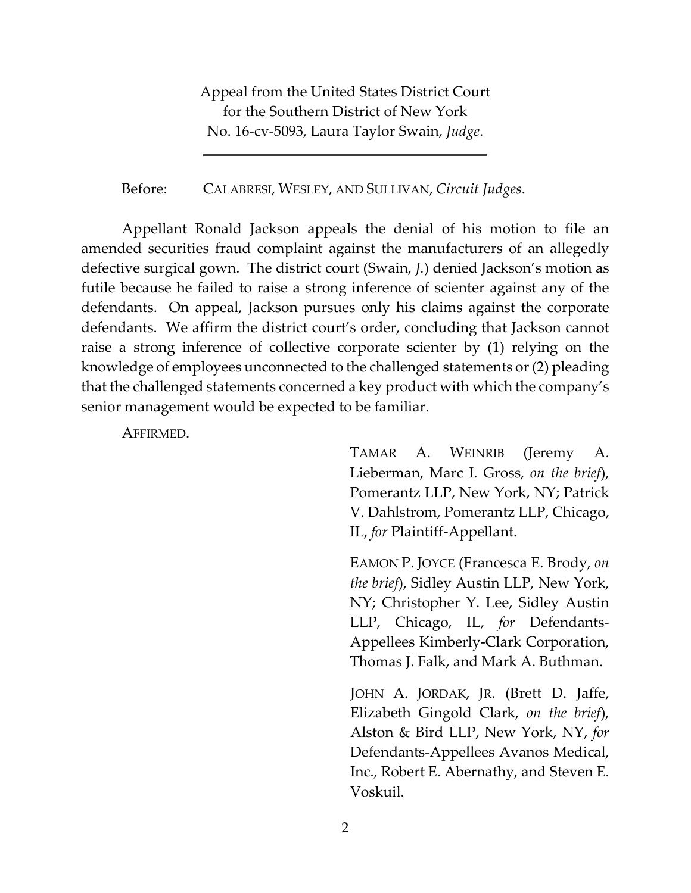Appeal from the United States District Court
for the Southern District of New York
No. 16-cv-5093, Laura Taylor Swain, *Judge*.

---

Before: CALABRESI, WESLEY, AND SULLIVAN, *Circuit Judges*.

Appellant Ronald Jackson appeals the denial of his motion to file an amended securities fraud complaint against the manufacturers of an allegedly defective surgical gown. The district court (Swain, *J.*) denied Jackson's motion as futile because he failed to raise a strong inference of scienter against any of the defendants. On appeal, Jackson pursues only his claims against the corporate defendants. We affirm the district court's order, concluding that Jackson cannot raise a strong inference of collective corporate scienter by (1) relying on the knowledge of employees unconnected to the challenged statements or (2) pleading that the challenged statements concerned a key product with which the company's senior management would be expected to be familiar.

AFFIRMED.

TAMAR A. WEINRIB (Jeremy A. Lieberman, Marc I. Gross, *on the brief*), Pomerantz LLP, New York, NY; Patrick V. Dahlstrom, Pomerantz LLP, Chicago, IL, *for* Plaintiff-Appellant.

EAMON P. JOYCE (Francesca E. Brody, *on the brief*), Sidley Austin LLP, New York, NY; Christopher Y. Lee, Sidley Austin LLP, Chicago, IL, *for* Defendants-Appellees Kimberly-Clark Corporation, Thomas J. Falk, and Mark A. Buthman.

JOHN A. JORDAK, JR. (Brett D. Jaffe, Elizabeth Gingold Clark, *on the brief*), Alston & Bird LLP, New York, NY, *for* Defendants-Appellees Avanos Medical, Inc., Robert E. Abernathy, and Steven E. Voskuil.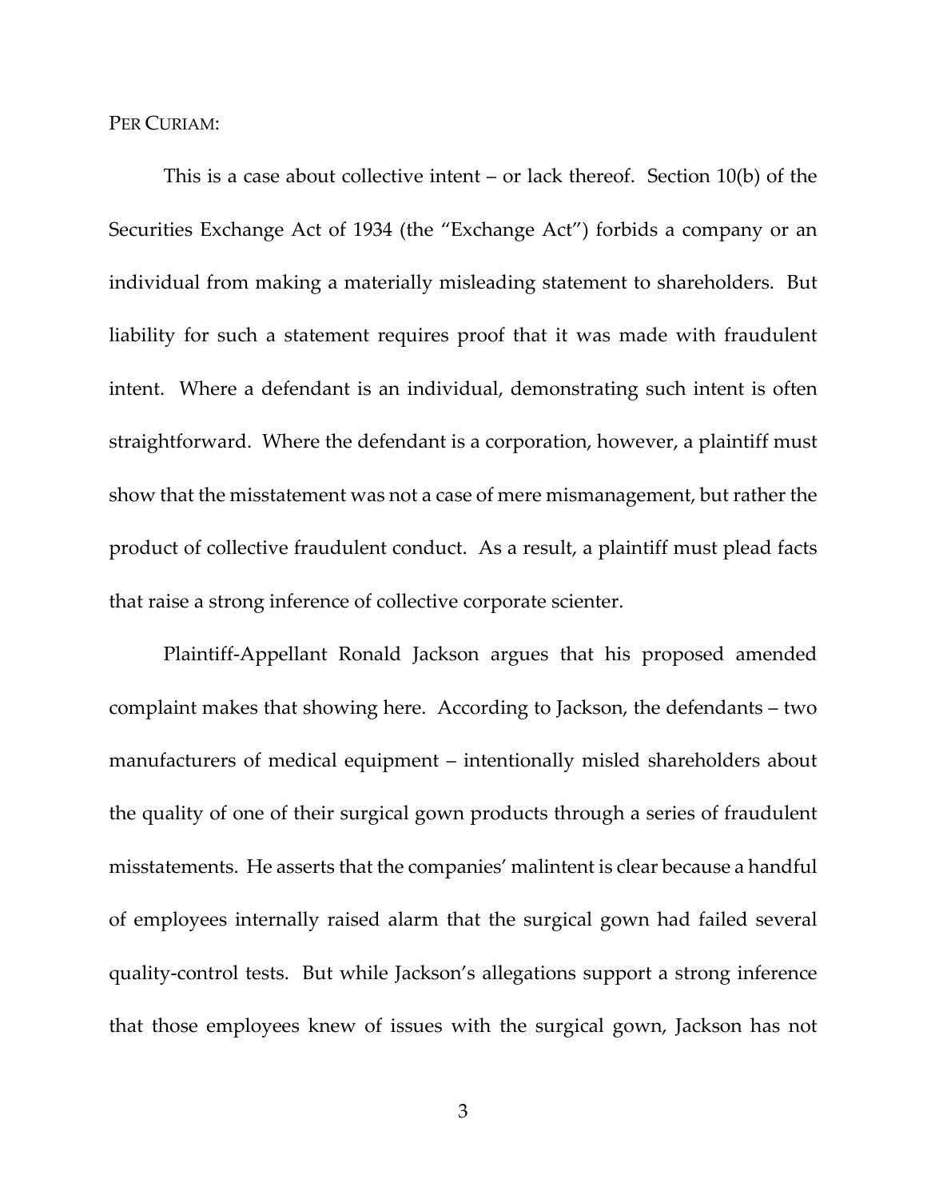PER CURIAM:

This is a case about collective intent – or lack thereof. Section 10(b) of the Securities Exchange Act of 1934 (the "Exchange Act") forbids a company or an individual from making a materially misleading statement to shareholders. But liability for such a statement requires proof that it was made with fraudulent intent. Where a defendant is an individual, demonstrating such intent is often straightforward. Where the defendant is a corporation, however, a plaintiff must show that the misstatement was not a case of mere mismanagement, but rather the product of collective fraudulent conduct. As a result, a plaintiff must plead facts that raise a strong inference of collective corporate scienter.

Plaintiff-Appellant Ronald Jackson argues that his proposed amended complaint makes that showing here. According to Jackson, the defendants – two manufacturers of medical equipment – intentionally misled shareholders about the quality of one of their surgical gown products through a series of fraudulent misstatements. He asserts that the companies' malintent is clear because a handful of employees internally raised alarm that the surgical gown had failed several quality-control tests. But while Jackson's allegations support a strong inference that those employees knew of issues with the surgical gown, Jackson has not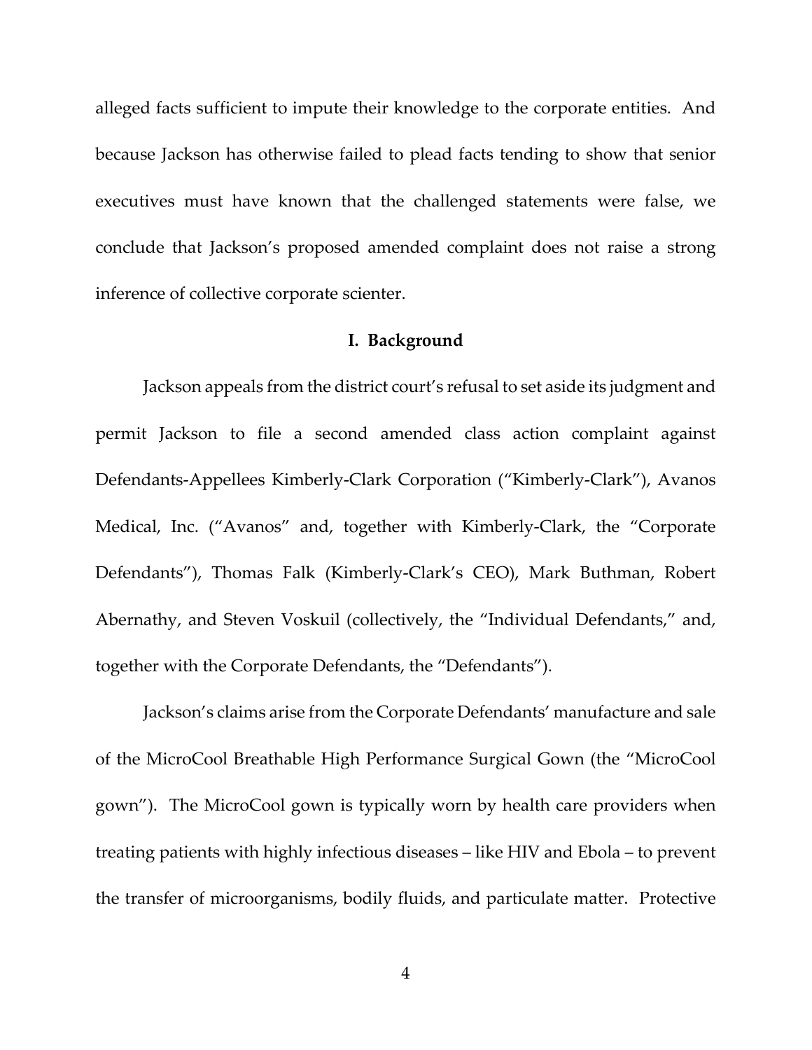alleged facts sufficient to impute their knowledge to the corporate entities. And because Jackson has otherwise failed to plead facts tending to show that senior executives must have known that the challenged statements were false, we conclude that Jackson's proposed amended complaint does not raise a strong inference of collective corporate scienter.

## I. Background

Jackson appeals from the district court's refusal to set aside its judgment and permit Jackson to file a second amended class action complaint against Defendants-Appellees Kimberly-Clark Corporation ("Kimberly-Clark"), Avanos Medical, Inc. ("Avanos" and, together with Kimberly-Clark, the "Corporate Defendants"), Thomas Falk (Kimberly-Clark's CEO), Mark Buthman, Robert Abernathy, and Steven Voskuil (collectively, the "Individual Defendants," and, together with the Corporate Defendants, the "Defendants").

Jackson's claims arise from the Corporate Defendants' manufacture and sale of the MicroCool Breathable High Performance Surgical Gown (the "MicroCool gown"). The MicroCool gown is typically worn by health care providers when treating patients with highly infectious diseases – like HIV and Ebola – to prevent the transfer of microorganisms, bodily fluids, and particulate matter. Protective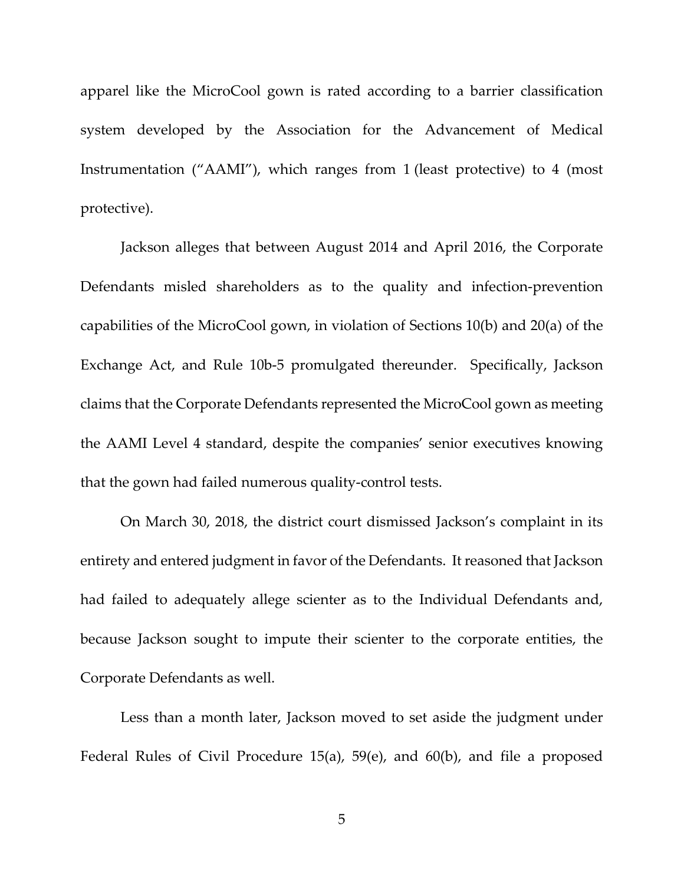apparel like the MicroCool gown is rated according to a barrier classification system developed by the Association for the Advancement of Medical Instrumentation ("AAMI"), which ranges from 1 (least protective) to 4 (most protective).

Jackson alleges that between August 2014 and April 2016, the Corporate Defendants misled shareholders as to the quality and infection-prevention capabilities of the MicroCool gown, in violation of Sections 10(b) and 20(a) of the Exchange Act, and Rule 10b-5 promulgated thereunder. Specifically, Jackson claims that the Corporate Defendants represented the MicroCool gown as meeting the AAMI Level 4 standard, despite the companies' senior executives knowing that the gown had failed numerous quality-control tests.

On March 30, 2018, the district court dismissed Jackson's complaint in its entirety and entered judgment in favor of the Defendants. It reasoned that Jackson had failed to adequately allege scienter as to the Individual Defendants and, because Jackson sought to impute their scienter to the corporate entities, the Corporate Defendants as well.

Less than a month later, Jackson moved to set aside the judgment under Federal Rules of Civil Procedure 15(a), 59(e), and 60(b), and file a proposed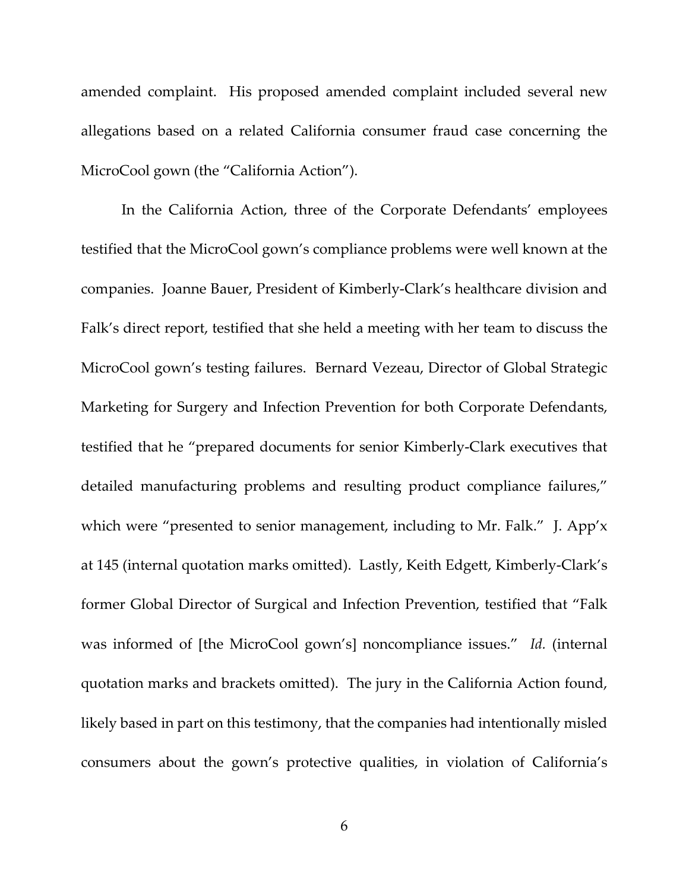amended complaint. His proposed amended complaint included several new allegations based on a related California consumer fraud case concerning the MicroCool gown (the "California Action").

In the California Action, three of the Corporate Defendants' employees testified that the MicroCool gown's compliance problems were well known at the companies. Joanne Bauer, President of Kimberly-Clark's healthcare division and Falk's direct report, testified that she held a meeting with her team to discuss the MicroCool gown's testing failures. Bernard Vezeau, Director of Global Strategic Marketing for Surgery and Infection Prevention for both Corporate Defendants, testified that he "prepared documents for senior Kimberly-Clark executives that detailed manufacturing problems and resulting product compliance failures," which were "presented to senior management, including to Mr. Falk." J. App'x at 145 (internal quotation marks omitted). Lastly, Keith Edgett, Kimberly-Clark's former Global Director of Surgical and Infection Prevention, testified that "Falk was informed of [the MicroCool gown's] noncompliance issues." *Id.* (internal quotation marks and brackets omitted). The jury in the California Action found, likely based in part on this testimony, that the companies had intentionally misled consumers about the gown's protective qualities, in violation of California's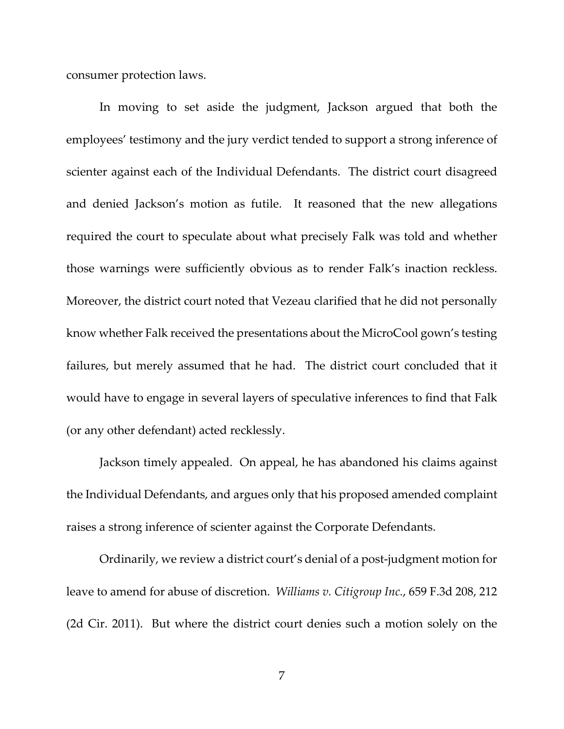consumer protection laws.

In moving to set aside the judgment, Jackson argued that both the employees' testimony and the jury verdict tended to support a strong inference of scienter against each of the Individual Defendants. The district court disagreed and denied Jackson's motion as futile. It reasoned that the new allegations required the court to speculate about what precisely Falk was told and whether those warnings were sufficiently obvious as to render Falk's inaction reckless. Moreover, the district court noted that Vezeau clarified that he did not personally know whether Falk received the presentations about the MicroCool gown's testing failures, but merely assumed that he had. The district court concluded that it would have to engage in several layers of speculative inferences to find that Falk (or any other defendant) acted recklessly.

Jackson timely appealed. On appeal, he has abandoned his claims against the Individual Defendants, and argues only that his proposed amended complaint raises a strong inference of scienter against the Corporate Defendants.

Ordinarily, we review a district court's denial of a post-judgment motion for leave to amend for abuse of discretion. *Williams v. Citigroup Inc.*, 659 F.3d 208, 212 (2d Cir. 2011). But where the district court denies such a motion solely on the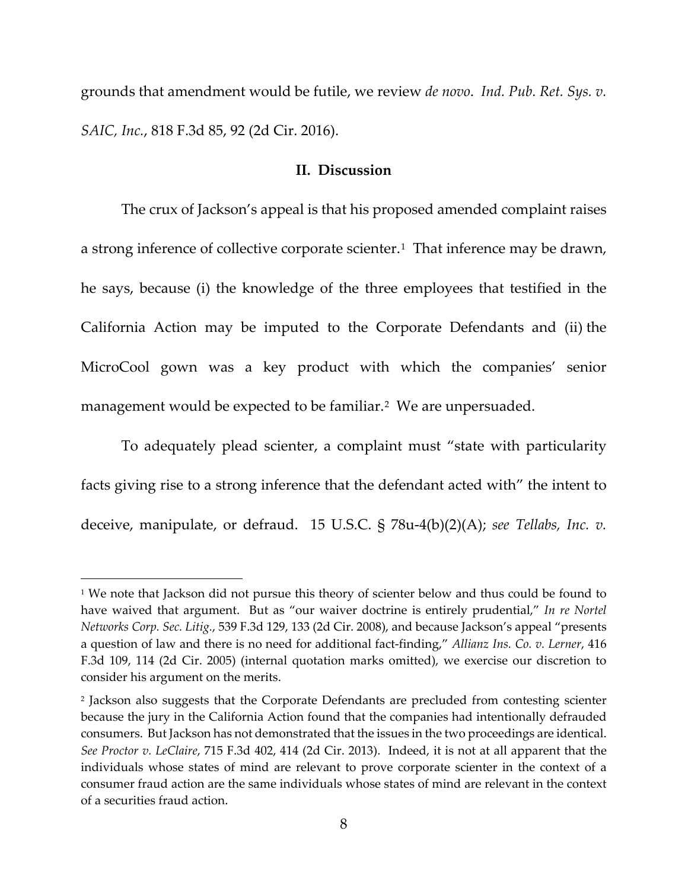grounds that amendment would be futile, we review *de novo*. *Ind. Pub. Ret. Sys. v. SAIC, Inc.*, 818 F.3d 85, 92 (2d Cir. 2016).

## II. Discussion

The crux of Jackson's appeal is that his proposed amended complaint raises a strong inference of collective corporate scienter.[1] That inference may be drawn, he says, because (i) the knowledge of the three employees that testified in the California Action may be imputed to the Corporate Defendants and (ii) the MicroCool gown was a key product with which the companies' senior management would be expected to be familiar.[2] We are unpersuaded.

To adequately plead scienter, a complaint must "state with particularity facts giving rise to a strong inference that the defendant acted with" the intent to deceive, manipulate, or defraud. 15 U.S.C. § 78u-4(b)(2)(A); *see Tellabs, Inc. v.*

---

[1] We note that Jackson did not pursue this theory of scienter below and thus could be found to have waived that argument. But as "our waiver doctrine is entirely prudential," *In re Nortel Networks Corp. Sec. Litig.*, 539 F.3d 129, 133 (2d Cir. 2008), and because Jackson's appeal "presents a question of law and there is no need for additional fact-finding," *Allianz Ins. Co. v. Lerner*, 416 F.3d 109, 114 (2d Cir. 2005) (internal quotation marks omitted), we exercise our discretion to consider his argument on the merits.

[2] Jackson also suggests that the Corporate Defendants are precluded from contesting scienter because the jury in the California Action found that the companies had intentionally defrauded consumers. But Jackson has not demonstrated that the issues in the two proceedings are identical. *See Proctor v. LeClaire*, 715 F.3d 402, 414 (2d Cir. 2013). Indeed, it is not at all apparent that the individuals whose states of mind are relevant to prove corporate scienter in the context of a consumer fraud action are the same individuals whose states of mind are relevant in the context of a securities fraud action.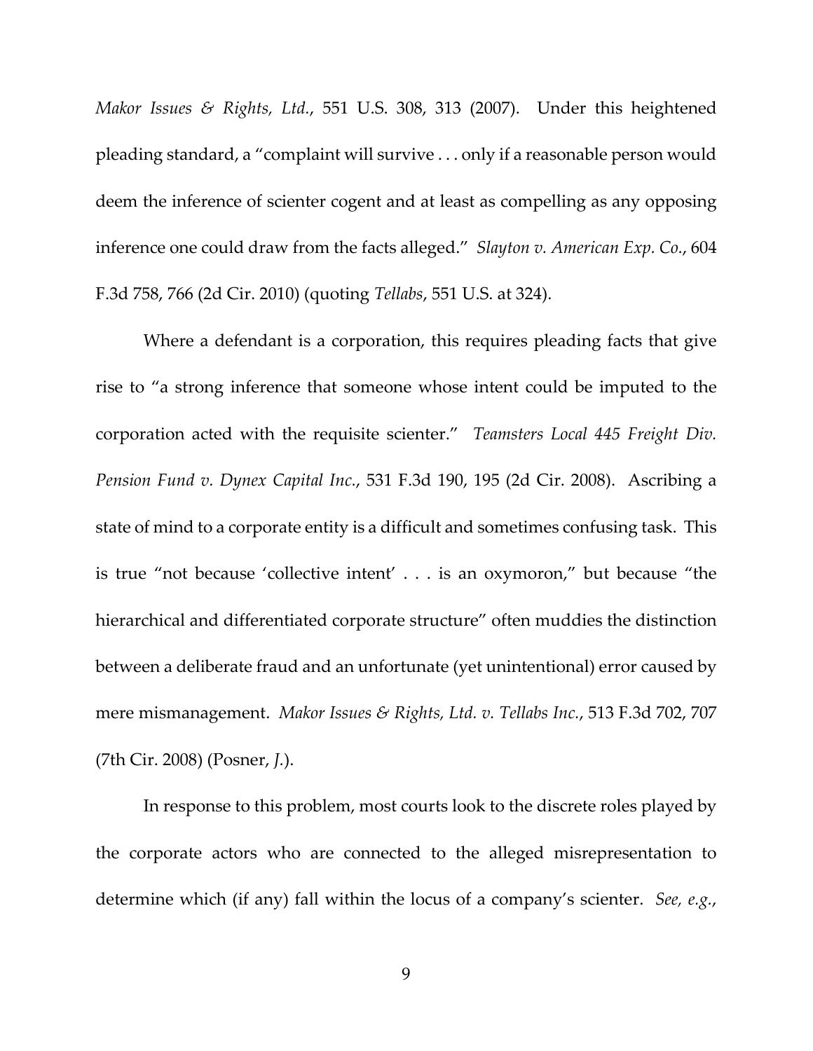*Makor Issues & Rights, Ltd.*, 551 U.S. 308, 313 (2007). Under this heightened pleading standard, a "complaint will survive . . . only if a reasonable person would deem the inference of scienter cogent and at least as compelling as any opposing inference one could draw from the facts alleged." *Slayton v. American Exp. Co.*, 604 F.3d 758, 766 (2d Cir. 2010) (quoting *Tellabs*, 551 U.S. at 324).

Where a defendant is a corporation, this requires pleading facts that give rise to "a strong inference that someone whose intent could be imputed to the corporation acted with the requisite scienter." *Teamsters Local 445 Freight Div. Pension Fund v. Dynex Capital Inc.*, 531 F.3d 190, 195 (2d Cir. 2008). Ascribing a state of mind to a corporate entity is a difficult and sometimes confusing task. This is true "not because 'collective intent' . . . is an oxymoron," but because "the hierarchical and differentiated corporate structure" often muddies the distinction between a deliberate fraud and an unfortunate (yet unintentional) error caused by mere mismanagement. *Makor Issues & Rights, Ltd. v. Tellabs Inc.*, 513 F.3d 702, 707 (7th Cir. 2008) (Posner, *J.*).

In response to this problem, most courts look to the discrete roles played by the corporate actors who are connected to the alleged misrepresentation to determine which (if any) fall within the locus of a company's scienter. *See, e.g.*,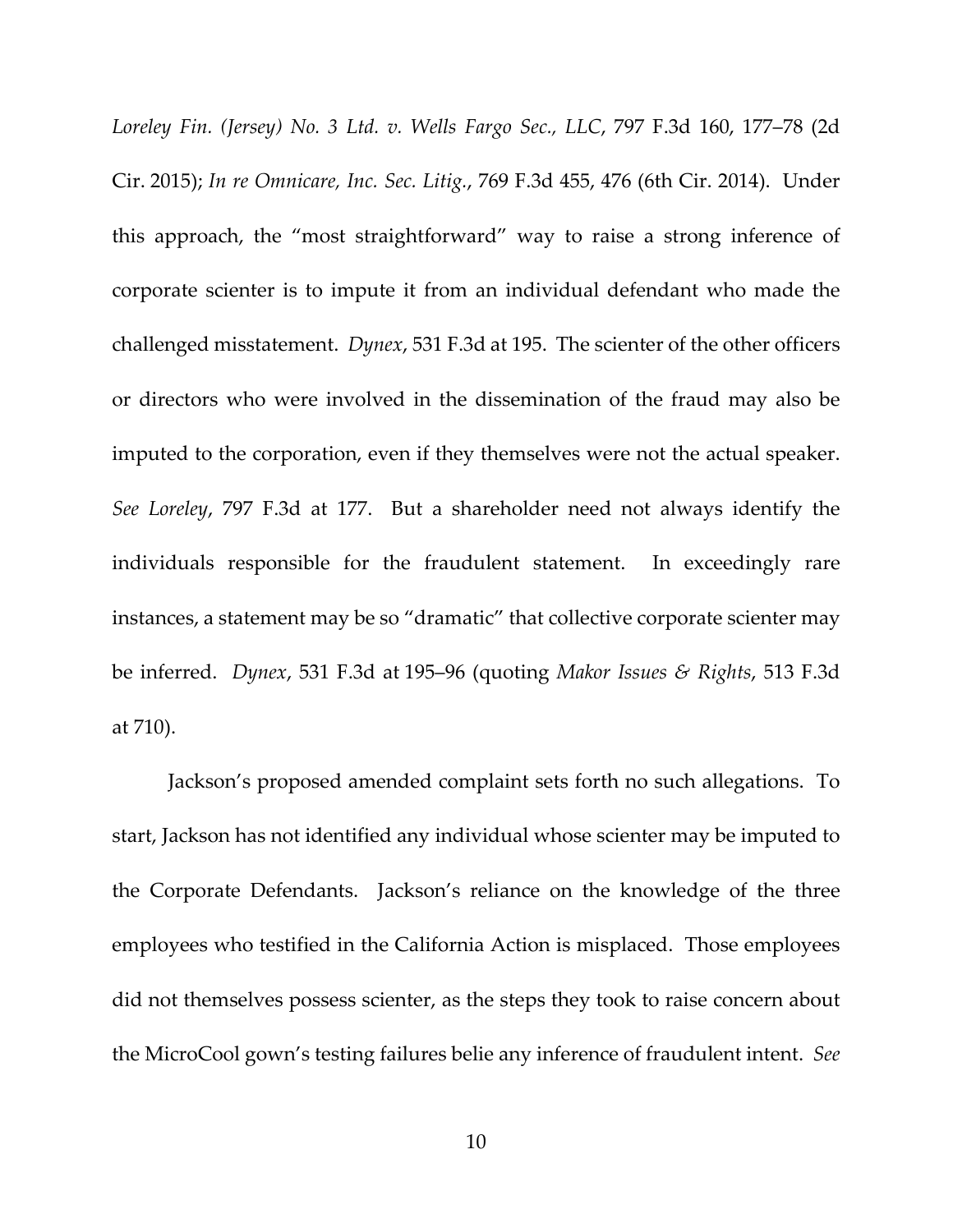*Loreley Fin. (Jersey) No. 3 Ltd. v. Wells Fargo Sec., LLC*, 797 F.3d 160, 177–78 (2d Cir. 2015); *In re Omnicare, Inc. Sec. Litig.*, 769 F.3d 455, 476 (6th Cir. 2014). Under this approach, the "most straightforward" way to raise a strong inference of corporate scienter is to impute it from an individual defendant who made the challenged misstatement. *Dynex*, 531 F.3d at 195. The scienter of the other officers or directors who were involved in the dissemination of the fraud may also be imputed to the corporation, even if they themselves were not the actual speaker. *See Loreley*, 797 F.3d at 177. But a shareholder need not always identify the individuals responsible for the fraudulent statement. In exceedingly rare instances, a statement may be so "dramatic" that collective corporate scienter may be inferred. *Dynex*, 531 F.3d at 195–96 (quoting *Makor Issues & Rights*, 513 F.3d at 710).

Jackson's proposed amended complaint sets forth no such allegations. To start, Jackson has not identified any individual whose scienter may be imputed to the Corporate Defendants. Jackson's reliance on the knowledge of the three employees who testified in the California Action is misplaced. Those employees did not themselves possess scienter, as the steps they took to raise concern about the MicroCool gown's testing failures belie any inference of fraudulent intent. *See*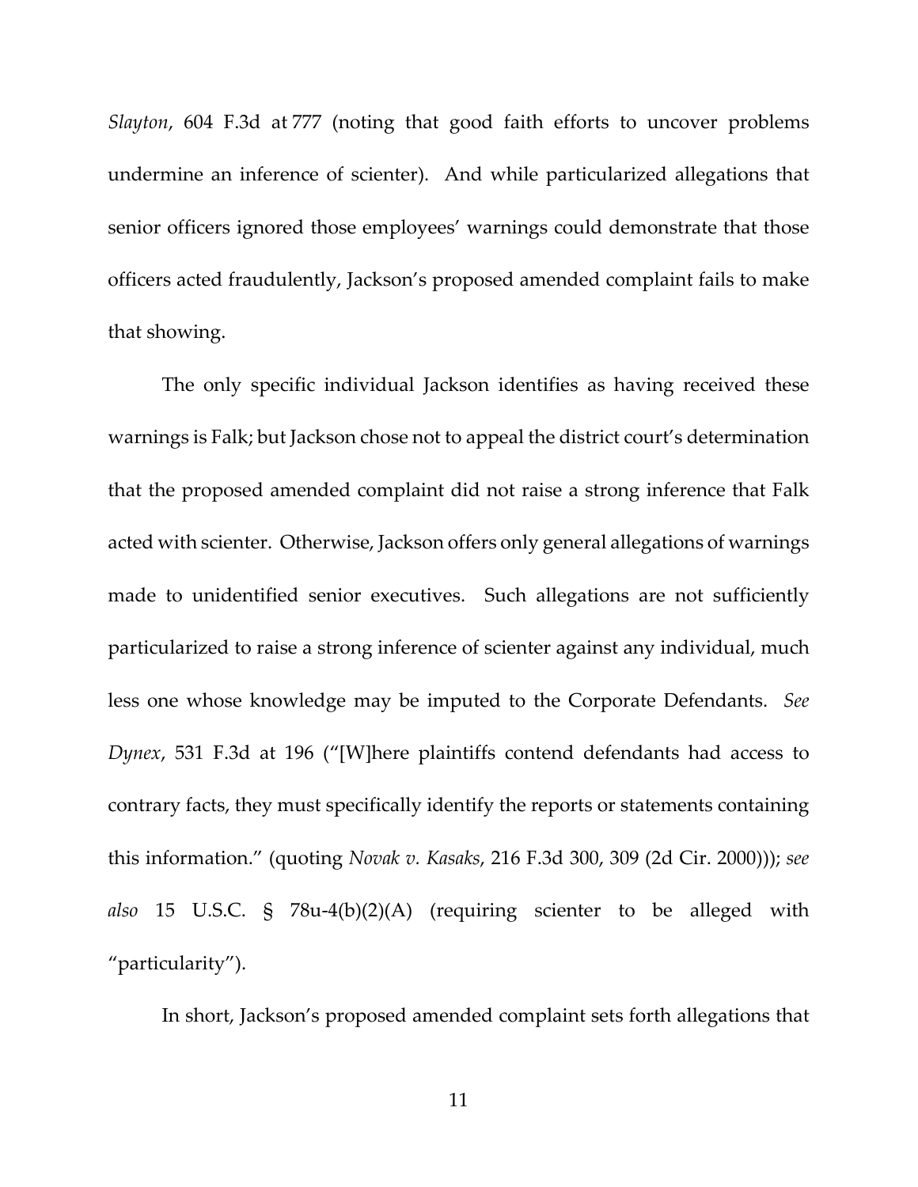*Slayton*, 604 F.3d at 777 (noting that good faith efforts to uncover problems undermine an inference of scienter). And while particularized allegations that senior officers ignored those employees' warnings could demonstrate that those officers acted fraudulently, Jackson's proposed amended complaint fails to make that showing.

The only specific individual Jackson identifies as having received these warnings is Falk; but Jackson chose not to appeal the district court's determination that the proposed amended complaint did not raise a strong inference that Falk acted with scienter. Otherwise, Jackson offers only general allegations of warnings made to unidentified senior executives. Such allegations are not sufficiently particularized to raise a strong inference of scienter against any individual, much less one whose knowledge may be imputed to the Corporate Defendants. *See Dynex*, 531 F.3d at 196 ("[W]here plaintiffs contend defendants had access to contrary facts, they must specifically identify the reports or statements containing this information." (quoting *Novak v. Kasaks*, 216 F.3d 300, 309 (2d Cir. 2000))); *see also* 15 U.S.C. § 78u-4(b)(2)(A) (requiring scienter to be alleged with "particularity").

In short, Jackson's proposed amended complaint sets forth allegations that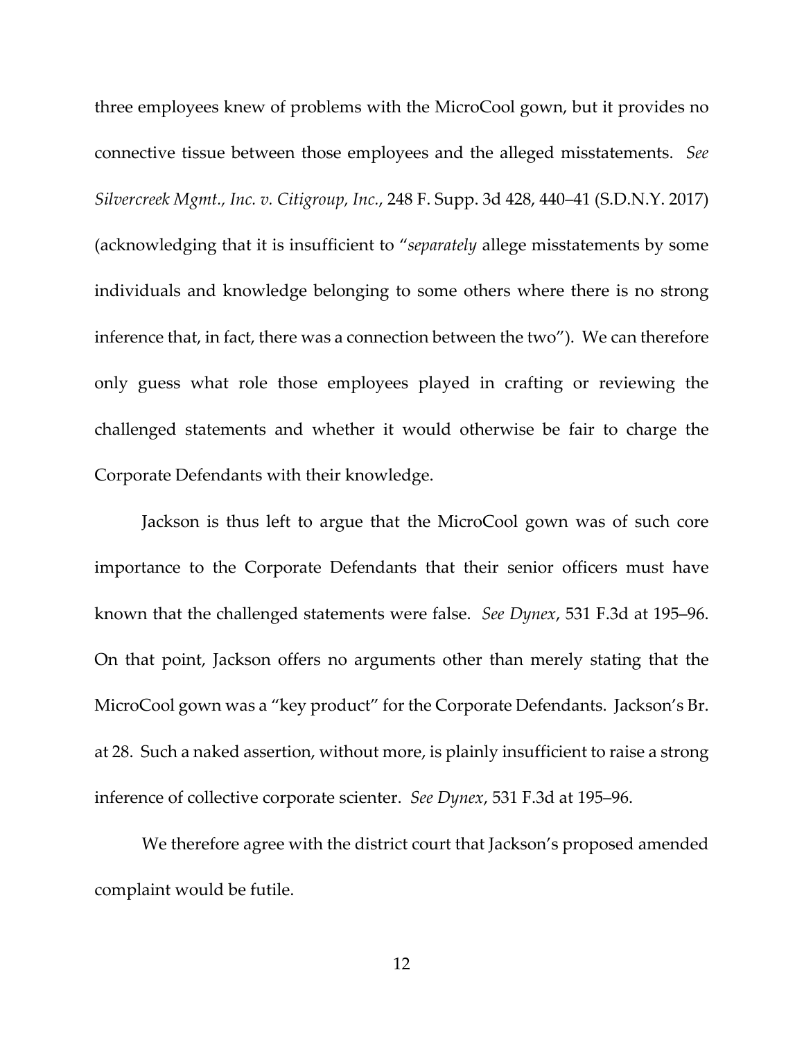three employees knew of problems with the MicroCool gown, but it provides no connective tissue between those employees and the alleged misstatements. *See Silvercreek Mgmt., Inc. v. Citigroup, Inc.*, 248 F. Supp. 3d 428, 440–41 (S.D.N.Y. 2017) (acknowledging that it is insufficient to "*separately* allege misstatements by some individuals and knowledge belonging to some others where there is no strong inference that, in fact, there was a connection between the two"). We can therefore only guess what role those employees played in crafting or reviewing the challenged statements and whether it would otherwise be fair to charge the Corporate Defendants with their knowledge.

Jackson is thus left to argue that the MicroCool gown was of such core importance to the Corporate Defendants that their senior officers must have known that the challenged statements were false. *See Dynex*, 531 F.3d at 195–96. On that point, Jackson offers no arguments other than merely stating that the MicroCool gown was a "key product" for the Corporate Defendants. Jackson's Br. at 28. Such a naked assertion, without more, is plainly insufficient to raise a strong inference of collective corporate scienter. *See Dynex*, 531 F.3d at 195–96.

We therefore agree with the district court that Jackson's proposed amended complaint would be futile.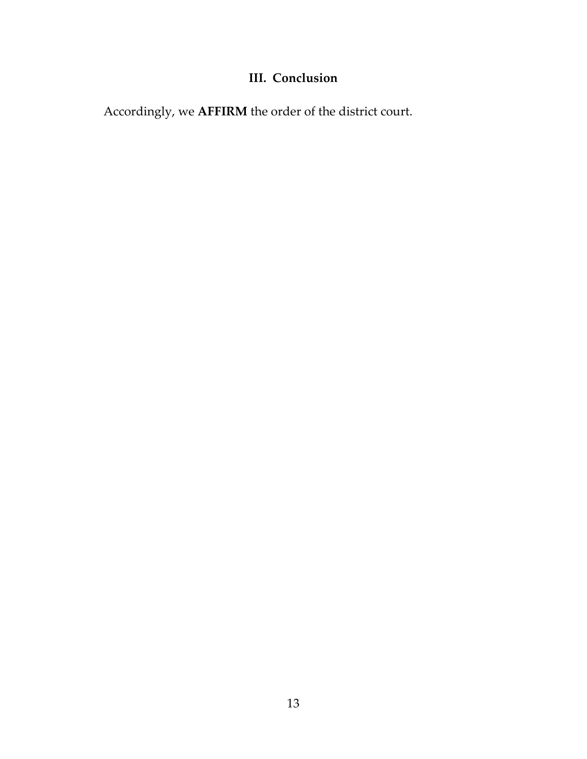## III. Conclusion

Accordingly, we **AFFIRM** the order of the district court.